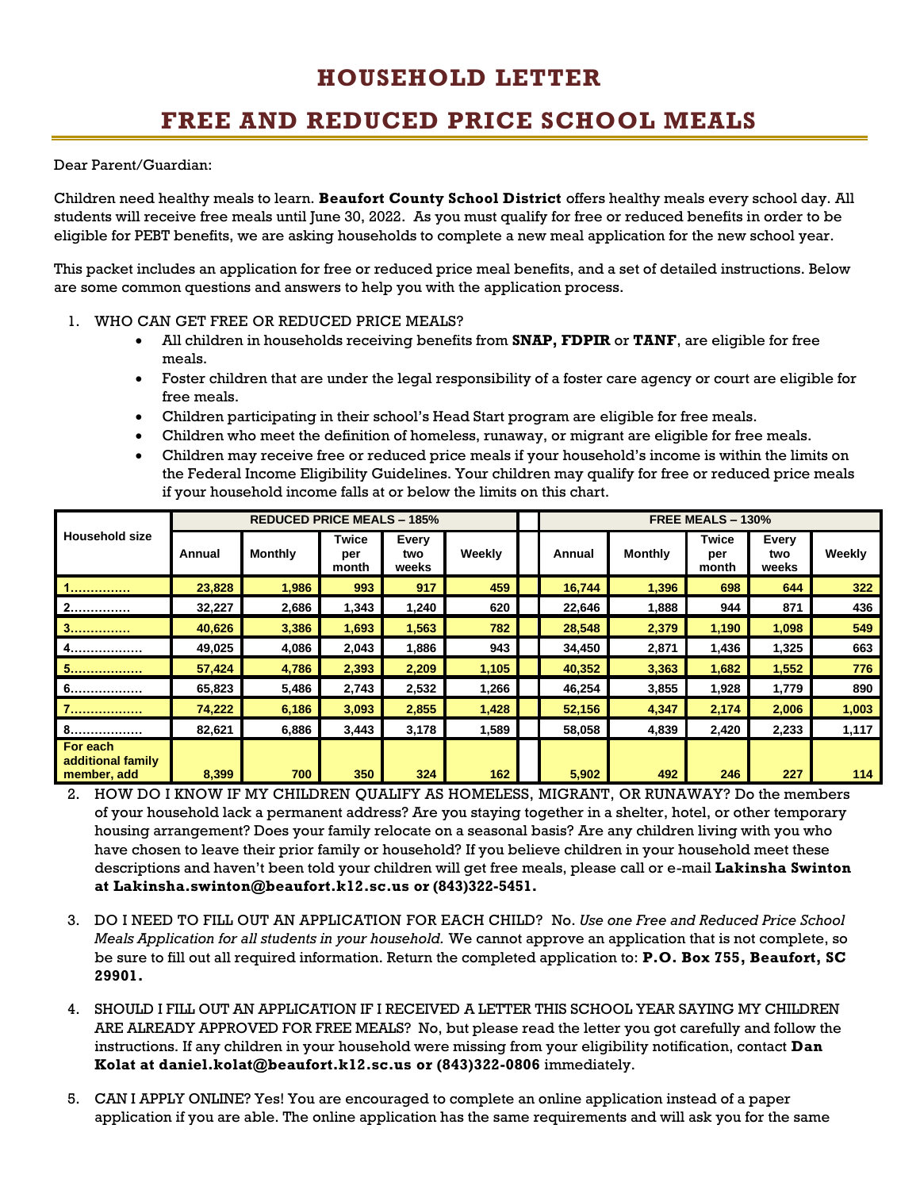# HOUSEHOLD LETTER

# FREE AND REDUCED PRICE SCHOOL MEALS

Dear Parent/Guardian:

Children need healthy meals to learn. **Beaufort County School District** offers healthy meals every school day. All students will receive free meals until June 30, 2022. As you must qualify for free or reduced benefits in order to be eligible for PEBT benefits, we are asking households to complete a new meal application for the new school year.

This packet includes an application for free or reduced price meal benefits, and a set of detailed instructions. Below are some common questions and answers to help you with the application process.

1. WHO CAN GET FREE OR REDUCED PRICE MEALS?
   - All children in households receiving benefits from **SNAP, FDPIR** or **TANF**, are eligible for free meals.
   - Foster children that are under the legal responsibility of a foster care agency or court are eligible for free meals.
   - Children participating in their school's Head Start program are eligible for free meals.
   - Children who meet the definition of homeless, runaway, or migrant are eligible for free meals.
   - Children may receive free or reduced price meals if your household's income is within the limits on the Federal Income Eligibility Guidelines. Your children may qualify for free or reduced price meals if your household income falls at or below the limits on this chart.

| Household size | REDUCED PRICE MEALS – 185% | | | | | FREE MEALS – 130% | | | | |
|---|---|---|---|---|---|---|---|---|---|---|
| | Annual | Monthly | Twice per month | Every two weeks | Weekly | Annual | Monthly | Twice per month | Every two weeks | Weekly |
| 1.............. | 23,828 | 1,986 | 993 | 917 | 459 | 16,744 | 1,396 | 698 | 644 | 322 |
| 2.............. | 32,227 | 2,686 | 1,343 | 1,240 | 620 | 22,646 | 1,888 | 944 | 871 | 436 |
| 3.............. | 40,626 | 3,386 | 1,693 | 1,563 | 782 | 28,548 | 2,379 | 1,190 | 1,098 | 549 |
| 4.................. | 49,025 | 4,086 | 2,043 | 1,886 | 943 | 34,450 | 2,871 | 1,436 | 1,325 | 663 |
| 5.................. | 57,424 | 4,786 | 2,393 | 2,209 | 1,105 | 40,352 | 3,363 | 1,682 | 1,552 | 776 |
| 6.................. | 65,823 | 5,486 | 2,743 | 2,532 | 1,266 | 46,254 | 3,855 | 1,928 | 1,779 | 890 |
| 7.................. | 74,222 | 6,186 | 3,093 | 2,855 | 1,428 | 52,156 | 4,347 | 2,174 | 2,006 | 1,003 |
| 8.................. | 82,621 | 6,886 | 3,443 | 3,178 | 1,589 | 58,058 | 4,839 | 2,420 | 2,233 | 1,117 |
| For each additional family member, add | 8,399 | 700 | 350 | 324 | 162 | 5,902 | 492 | 246 | 227 | 114 |

2. HOW DO I KNOW IF MY CHILDREN QUALIFY AS HOMELESS, MIGRANT, OR RUNAWAY? Do the members of your household lack a permanent address? Are you staying together in a shelter, hotel, or other temporary housing arrangement? Does your family relocate on a seasonal basis? Are any children living with you who have chosen to leave their prior family or household? If you believe children in your household meet these descriptions and haven't been told your children will get free meals, please call or e-mail **Lakinsha Swinton at Lakinsha.swinton@beaufort.k12.sc.us or (843)322-5451.**

3. DO I NEED TO FILL OUT AN APPLICATION FOR EACH CHILD? No. *Use one Free and Reduced Price School Meals Application for all students in your household.* We cannot approve an application that is not complete, so be sure to fill out all required information. Return the completed application to: **P.O. Box 755, Beaufort, SC 29901.**

4. SHOULD I FILL OUT AN APPLICATION IF I RECEIVED A LETTER THIS SCHOOL YEAR SAYING MY CHILDREN ARE ALREADY APPROVED FOR FREE MEALS? No, but please read the letter you got carefully and follow the instructions. If any children in your household were missing from your eligibility notification, contact **Dan Kolat at daniel.kolat@beaufort.k12.sc.us or (843)322-0806** immediately.

5. CAN I APPLY ONLINE? Yes! You are encouraged to complete an online application instead of a paper application if you are able. The online application has the same requirements and will ask you for the same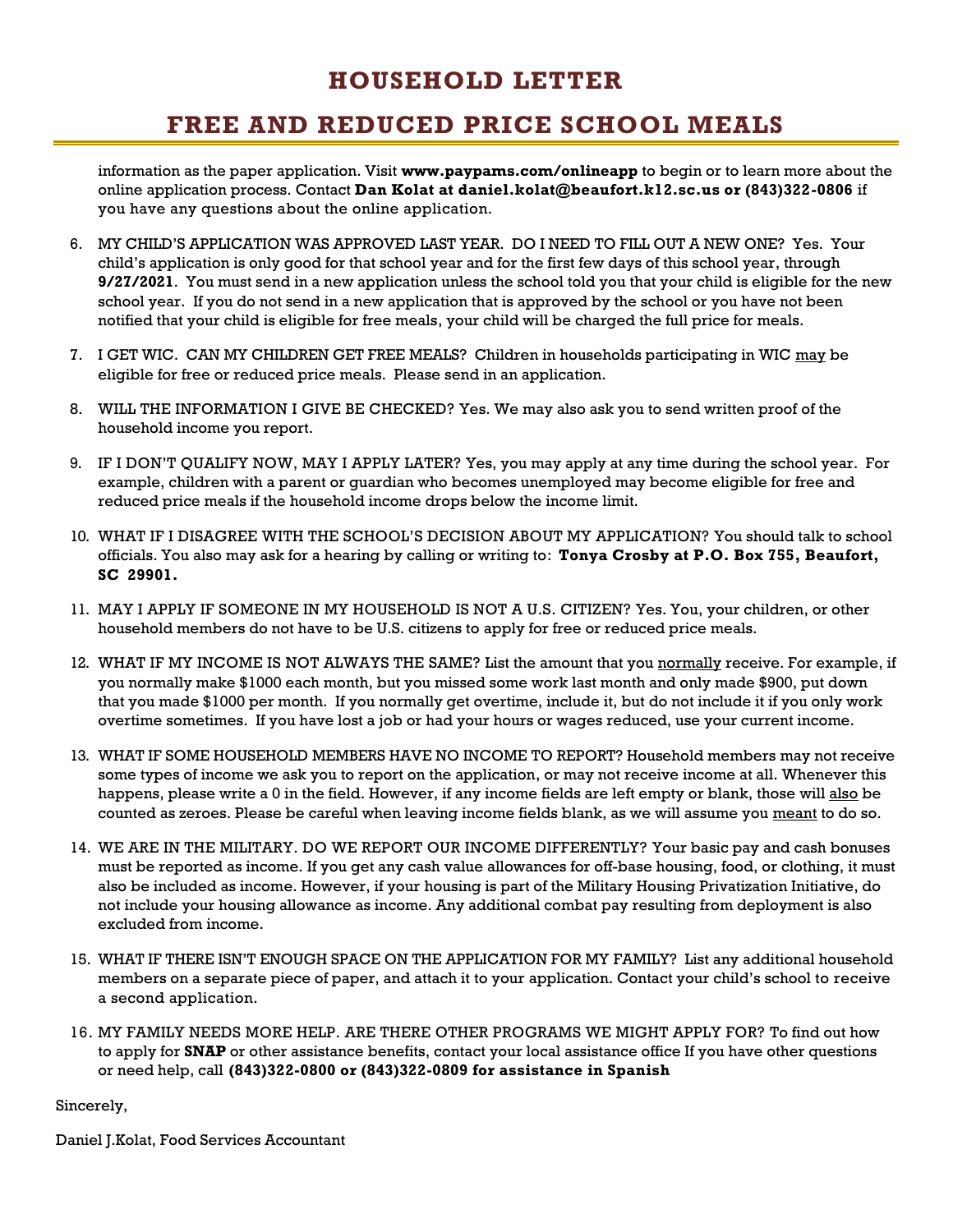# HOUSEHOLD LETTER

# FREE AND REDUCED PRICE SCHOOL MEALS

information as the paper application. Visit **www.paypams.com/onlineapp** to begin or to learn more about the online application process. Contact **Dan Kolat at daniel.kolat@beaufort.k12.sc.us or (843)322-0806** if you have any questions about the online application.

6. MY CHILD'S APPLICATION WAS APPROVED LAST YEAR. DO I NEED TO FILL OUT A NEW ONE? Yes. Your child's application is only good for that school year and for the first few days of this school year, through **9/27/2021**. You must send in a new application unless the school told you that your child is eligible for the new school year. If you do not send in a new application that is approved by the school or you have not been notified that your child is eligible for free meals, your child will be charged the full price for meals.

7. I GET WIC. CAN MY CHILDREN GET FREE MEALS? Children in households participating in WIC may be eligible for free or reduced price meals. Please send in an application.

8. WILL THE INFORMATION I GIVE BE CHECKED? Yes. We may also ask you to send written proof of the household income you report.

9. IF I DON'T QUALIFY NOW, MAY I APPLY LATER? Yes, you may apply at any time during the school year. For example, children with a parent or guardian who becomes unemployed may become eligible for free and reduced price meals if the household income drops below the income limit.

10. WHAT IF I DISAGREE WITH THE SCHOOL'S DECISION ABOUT MY APPLICATION? You should talk to school officials. You also may ask for a hearing by calling or writing to: **Tonya Crosby at P.O. Box 755, Beaufort, SC 29901.**

11. MAY I APPLY IF SOMEONE IN MY HOUSEHOLD IS NOT A U.S. CITIZEN? Yes. You, your children, or other household members do not have to be U.S. citizens to apply for free or reduced price meals.

12. WHAT IF MY INCOME IS NOT ALWAYS THE SAME? List the amount that you normally receive. For example, if you normally make $1000 each month, but you missed some work last month and only made $900, put down that you made $1000 per month. If you normally get overtime, include it, but do not include it if you only work overtime sometimes. If you have lost a job or had your hours or wages reduced, use your current income.

13. WHAT IF SOME HOUSEHOLD MEMBERS HAVE NO INCOME TO REPORT? Household members may not receive some types of income we ask you to report on the application, or may not receive income at all. Whenever this happens, please write a 0 in the field. However, if any income fields are left empty or blank, those will also be counted as zeroes. Please be careful when leaving income fields blank, as we will assume you meant to do so.

14. WE ARE IN THE MILITARY. DO WE REPORT OUR INCOME DIFFERENTLY? Your basic pay and cash bonuses must be reported as income. If you get any cash value allowances for off-base housing, food, or clothing, it must also be included as income. However, if your housing is part of the Military Housing Privatization Initiative, do not include your housing allowance as income. Any additional combat pay resulting from deployment is also excluded from income.

15. WHAT IF THERE ISN'T ENOUGH SPACE ON THE APPLICATION FOR MY FAMILY? List any additional household members on a separate piece of paper, and attach it to your application. Contact your child's school to receive a second application.

16. MY FAMILY NEEDS MORE HELP. ARE THERE OTHER PROGRAMS WE MIGHT APPLY FOR? To find out how to apply for **SNAP** or other assistance benefits, contact your local assistance office If you have other questions or need help, call **(843)322-0800 or (843)322-0809 for assistance in Spanish**

Sincerely,

Daniel J.Kolat, Food Services Accountant